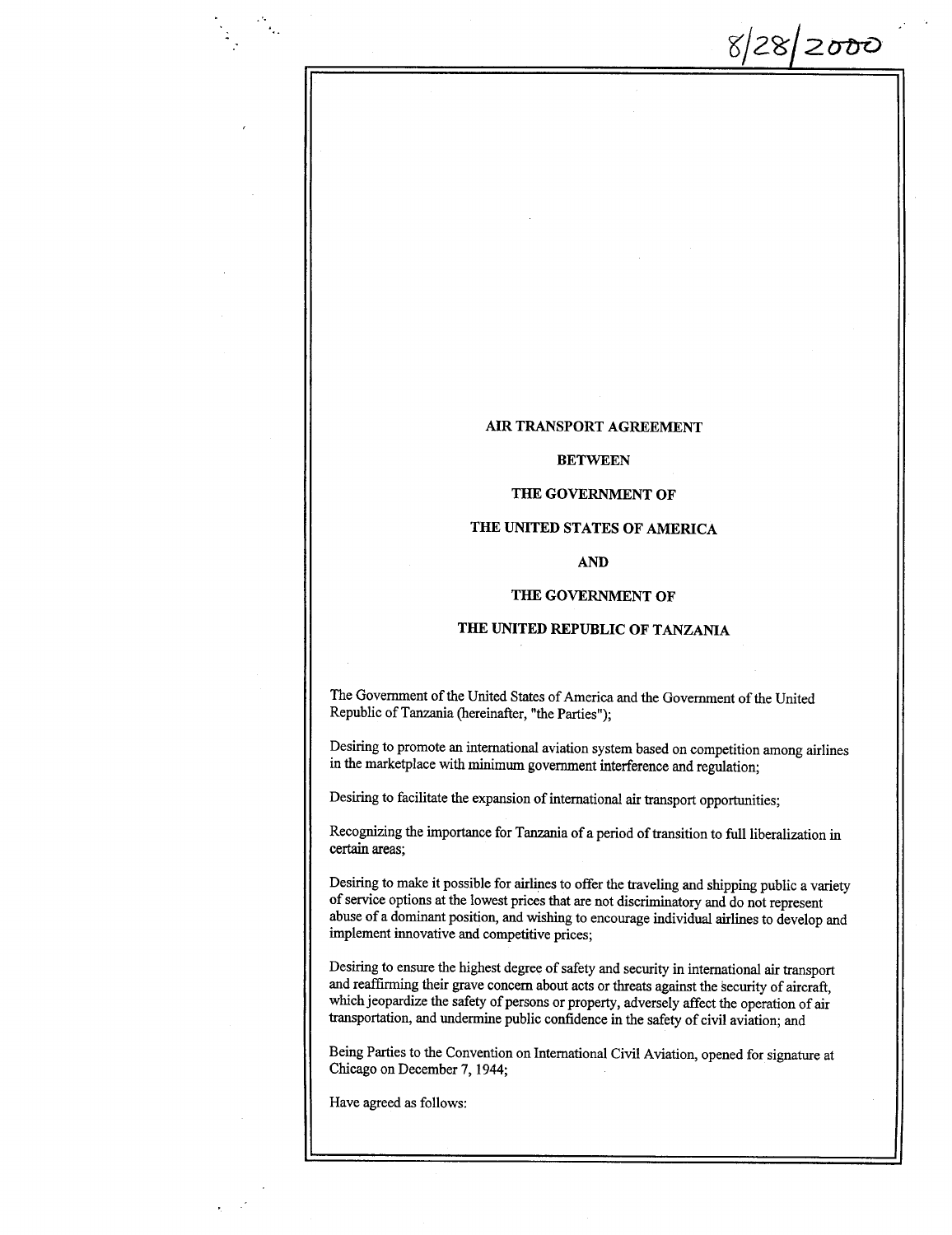8/28/2000

# AIR TRANSPORT AGREEMENT

## BETWEEN

## THE GOVERNMENT OF

## THE UNITED STATES OF AMERICA

## AND

## THE GOVERNMENT OF

## THE UNITED REPUBLIC OF TANZANIA

The Government of the United States of America and the Government of the United Republic of Tanzania (hereinafter, "the Parties");

Desiring to promote an international aviation system based on competition among airlines in the marketplace with minimum government interference and regulation;

Desiring to facilitate the expansion of international air transport opportunities;

Recognizing the importance for Tanzania of a period of transition to full liberalization in certain areas;

Desiring to make it possible for airlines to offer the traveling and shipping public a variety of service options at the lowest prices that are not discriminatory and do not represent abuse of a dominant position, and wishing to encourage individual airlines to develop and implement innovative and competitive prices;

Desiring to ensure the highest degree of safety and security in international air transport and reaffirming their grave concern about acts or threats against the security of aircraft, which jeopardize the safety of persons or property, adversely affect the operation of air transportation, and undermine public confidence in the safety of civil aviation; and

Being Parties to the Convention on International Civil Aviation, opened for signature at Chicago on December 7, 1944;

Have agreed as follows: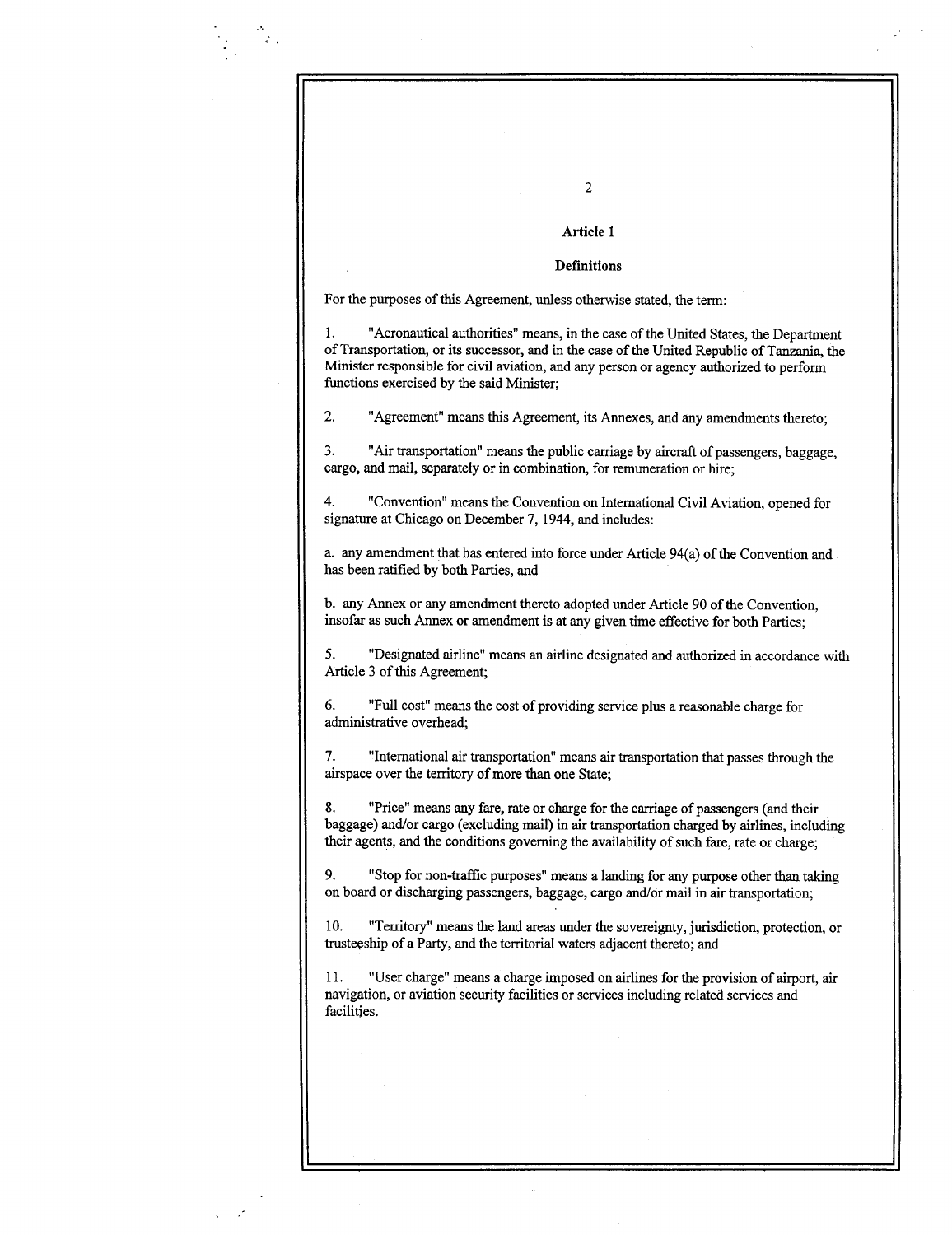## Article 1

### Definitions

For the purposes of this Agreement, unless otherwise stated, the term:

1. "Aeronautical authorities" means, in the case of the United States, the Department of Transportation, or its successor, and in the case of the United Republic of Tanzania, the Minister responsible for civil aviation, and any person or agency authorized to perform functions exercised by the said Minister;

2. "Agreement" means this Agreement, its Annexes, and any amendments thereto;

3. "Air transportation" means the public carriage by aircraft of passengers, baggage, cargo, and mail, separately or in combination, for remuneration or hire;

4. "Convention" means the Convention on International Civil Aviation, opened for signature at Chicago on December 7, 1944, and includes:

a. any amendment that has entered into force under Article 94(a) of the Convention and has been ratified by both Parties, and

b. any Annex or any amendment thereto adopted under Article 90 of the Convention, insofar as such Annex or amendment is at any given time effective for both Parties;

5. "Designated airline" means an airline designated and authorized in accordance with Article 3 of this Agreement;

6. "Full cost" means the cost of providing service plus a reasonable charge for administrative overhead;

7. "International air transportation" means air transportation that passes through the airspace over the territory of more than one State;

8. "Price" means any fare, rate or charge for the carriage of passengers (and their baggage) and/or cargo (excluding mail) in air transportation charged by airlines, including their agents, and the conditions governing the availability of such fare, rate or charge;

9. "Stop for non-traffic purposes" means a landing for any purpose other than taking on board or discharging passengers, baggage, cargo and/or mail in air transportation;

10. "Territory" means the land areas under the sovereignty, jurisdiction, protection, or trusteeship of a Party, and the territorial waters adjacent thereto; and

11. "User charge" means a charge imposed on airlines for the provision of airport, air navigation, or aviation security facilities or services including related services and facilities.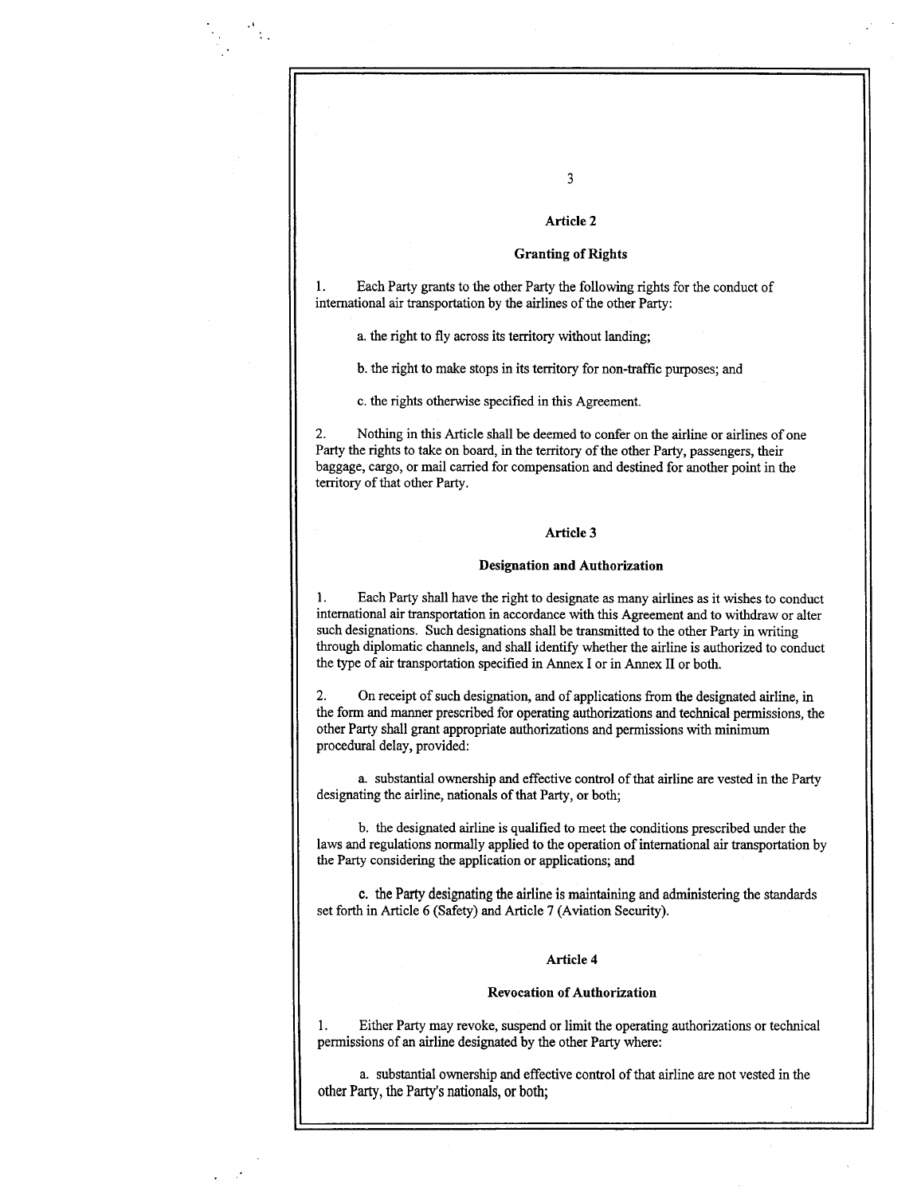## Article 2

### Granting of Rights

1. Each Party grants to the other Party the following rights for the conduct of international air transportation by the airlines of the other Party:

   a. the right to fly across its territory without landing;

   b. the right to make stops in its territory for non-traffic purposes; and

   c. the rights otherwise specified in this Agreement.

2. Nothing in this Article shall be deemed to confer on the airline or airlines of one Party the rights to take on board, in the territory of the other Party, passengers, their baggage, cargo, or mail carried for compensation and destined for another point in the territory of that other Party.

## Article 3

### Designation and Authorization

1. Each Party shall have the right to designate as many airlines as it wishes to conduct international air transportation in accordance with this Agreement and to withdraw or alter such designations. Such designations shall be transmitted to the other Party in writing through diplomatic channels, and shall identify whether the airline is authorized to conduct the type of air transportation specified in Annex I or in Annex II or both.

2. On receipt of such designation, and of applications from the designated airline, in the form and manner prescribed for operating authorizations and technical permissions, the other Party shall grant appropriate authorizations and permissions with minimum procedural delay, provided:

   a. substantial ownership and effective control of that airline are vested in the Party designating the airline, nationals of that Party, or both;

   b. the designated airline is qualified to meet the conditions prescribed under the laws and regulations normally applied to the operation of international air transportation by the Party considering the application or applications; and

   c. the Party designating the airline is maintaining and administering the standards set forth in Article 6 (Safety) and Article 7 (Aviation Security).

## Article 4

### Revocation of Authorization

1. Either Party may revoke, suspend or limit the operating authorizations or technical permissions of an airline designated by the other Party where:

   a. substantial ownership and effective control of that airline are not vested in the other Party, the Party's nationals, or both;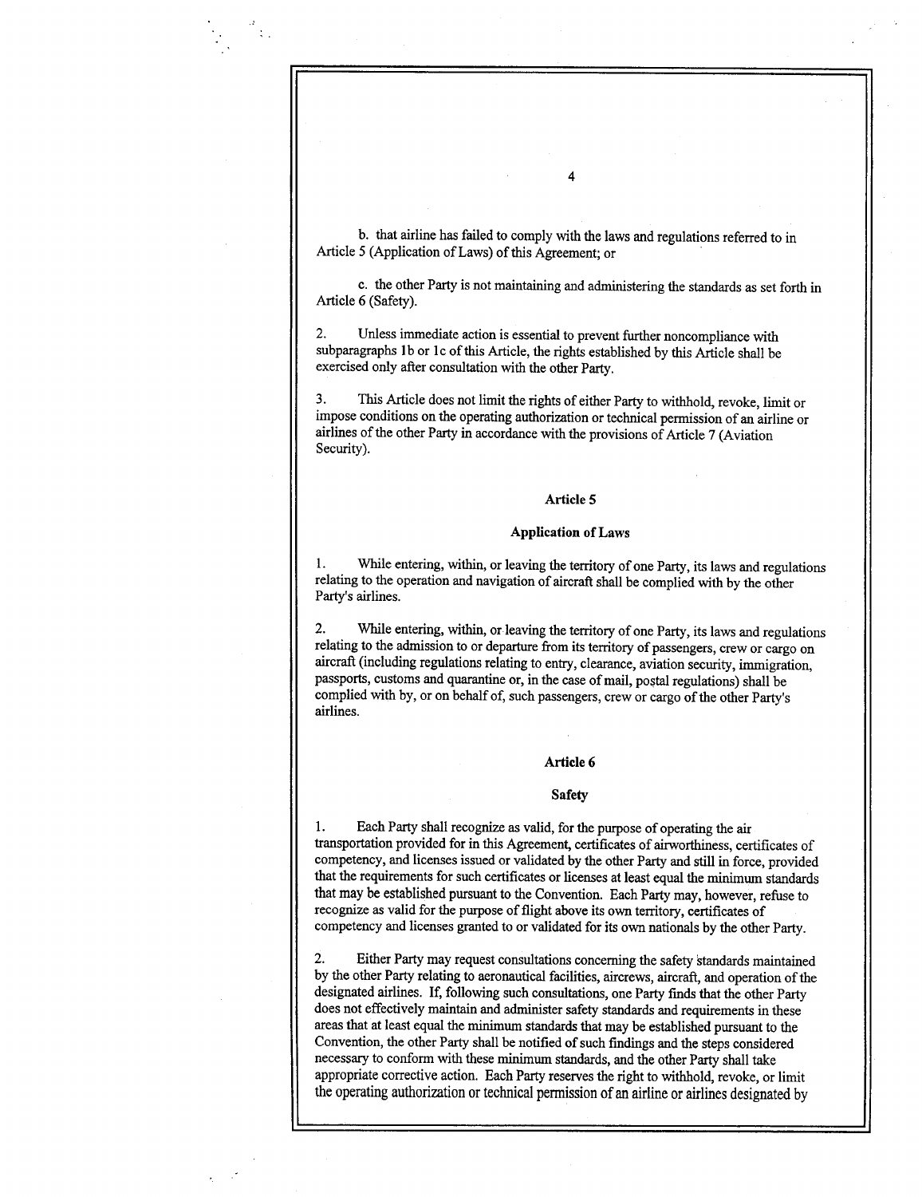b. that airline has failed to comply with the laws and regulations referred to in Article 5 (Application of Laws) of this Agreement; or

c. the other Party is not maintaining and administering the standards as set forth in Article 6 (Safety).

2. Unless immediate action is essential to prevent further noncompliance with subparagraphs 1b or 1c of this Article, the rights established by this Article shall be exercised only after consultation with the other Party.

3. This Article does not limit the rights of either Party to withhold, revoke, limit or impose conditions on the operating authorization or technical permission of an airline or airlines of the other Party in accordance with the provisions of Article 7 (Aviation Security).

## Article 5

## Application of Laws

1. While entering, within, or leaving the territory of one Party, its laws and regulations relating to the operation and navigation of aircraft shall be complied with by the other Party's airlines.

2. While entering, within, or leaving the territory of one Party, its laws and regulations relating to the admission to or departure from its territory of passengers, crew or cargo on aircraft (including regulations relating to entry, clearance, aviation security, immigration, passports, customs and quarantine or, in the case of mail, postal regulations) shall be complied with by, or on behalf of, such passengers, crew or cargo of the other Party's airlines.

## Article 6

## Safety

1. Each Party shall recognize as valid, for the purpose of operating the air transportation provided for in this Agreement, certificates of airworthiness, certificates of competency, and licenses issued or validated by the other Party and still in force, provided that the requirements for such certificates or licenses at least equal the minimum standards that may be established pursuant to the Convention. Each Party may, however, refuse to recognize as valid for the purpose of flight above its own territory, certificates of competency and licenses granted to or validated for its own nationals by the other Party.

2. Either Party may request consultations concerning the safety standards maintained by the other Party relating to aeronautical facilities, aircrews, aircraft, and operation of the designated airlines. If, following such consultations, one Party finds that the other Party does not effectively maintain and administer safety standards and requirements in these areas that at least equal the minimum standards that may be established pursuant to the Convention, the other Party shall be notified of such findings and the steps considered necessary to conform with these minimum standards, and the other Party shall take appropriate corrective action. Each Party reserves the right to withhold, revoke, or limit the operating authorization or technical permission of an airline or airlines designated by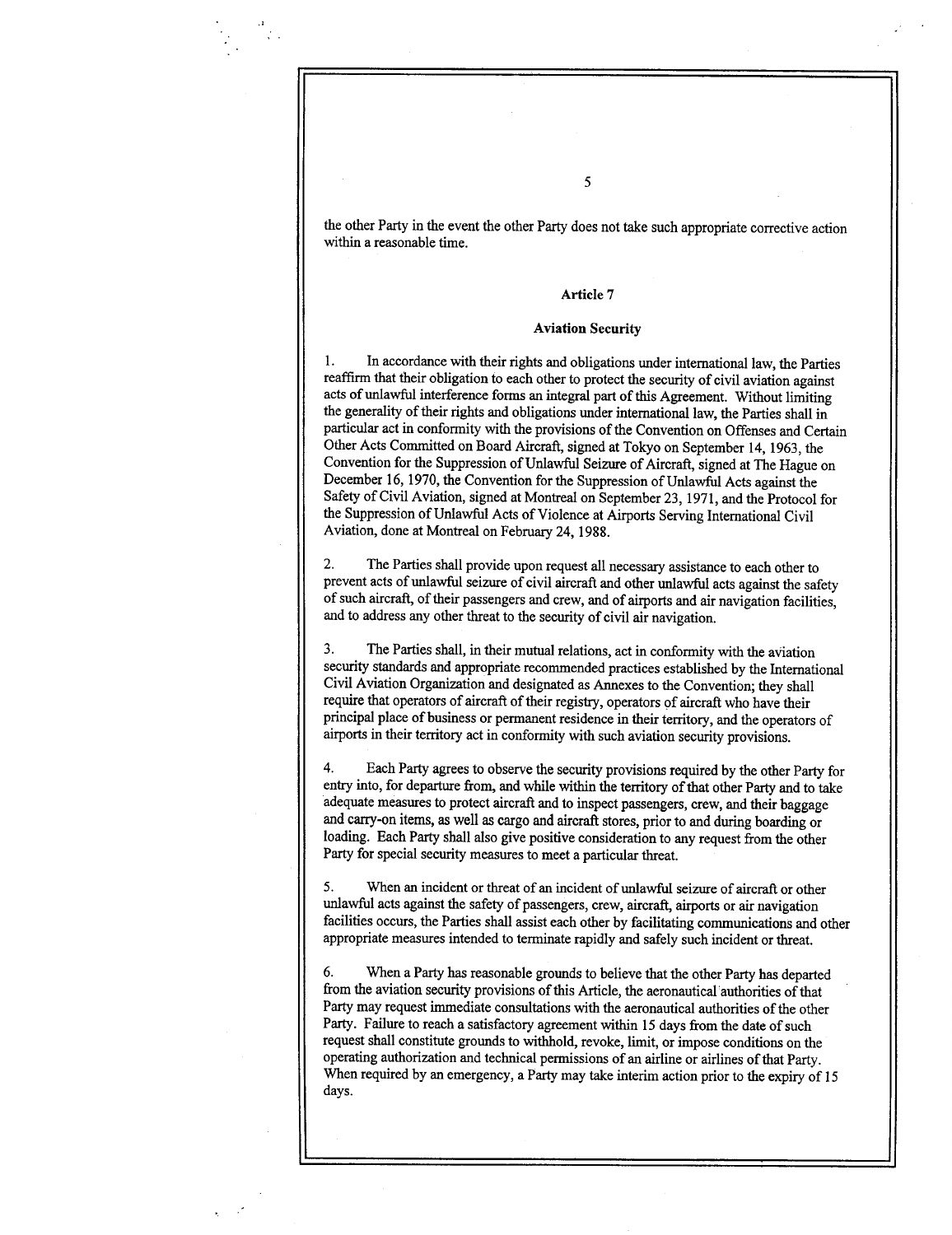the other Party in the event the other Party does not take such appropriate corrective action within a reasonable time.

## Article 7

## Aviation Security

1. In accordance with their rights and obligations under international law, the Parties reaffirm that their obligation to each other to protect the security of civil aviation against acts of unlawful interference forms an integral part of this Agreement. Without limiting the generality of their rights and obligations under international law, the Parties shall in particular act in conformity with the provisions of the Convention on Offenses and Certain Other Acts Committed on Board Aircraft, signed at Tokyo on September 14, 1963, the Convention for the Suppression of Unlawful Seizure of Aircraft, signed at The Hague on December 16, 1970, the Convention for the Suppression of Unlawful Acts against the Safety of Civil Aviation, signed at Montreal on September 23, 1971, and the Protocol for the Suppression of Unlawful Acts of Violence at Airports Serving International Civil Aviation, done at Montreal on February 24, 1988.

2. The Parties shall provide upon request all necessary assistance to each other to prevent acts of unlawful seizure of civil aircraft and other unlawful acts against the safety of such aircraft, of their passengers and crew, and of airports and air navigation facilities, and to address any other threat to the security of civil air navigation.

3. The Parties shall, in their mutual relations, act in conformity with the aviation security standards and appropriate recommended practices established by the International Civil Aviation Organization and designated as Annexes to the Convention; they shall require that operators of aircraft of their registry, operators of aircraft who have their principal place of business or permanent residence in their territory, and the operators of airports in their territory act in conformity with such aviation security provisions.

4. Each Party agrees to observe the security provisions required by the other Party for entry into, for departure from, and while within the territory of that other Party and to take adequate measures to protect aircraft and to inspect passengers, crew, and their baggage and carry-on items, as well as cargo and aircraft stores, prior to and during boarding or loading. Each Party shall also give positive consideration to any request from the other Party for special security measures to meet a particular threat.

5. When an incident or threat of an incident of unlawful seizure of aircraft or other unlawful acts against the safety of passengers, crew, aircraft, airports or air navigation facilities occurs, the Parties shall assist each other by facilitating communications and other appropriate measures intended to terminate rapidly and safely such incident or threat.

6. When a Party has reasonable grounds to believe that the other Party has departed from the aviation security provisions of this Article, the aeronautical authorities of that Party may request immediate consultations with the aeronautical authorities of the other Party. Failure to reach a satisfactory agreement within 15 days from the date of such request shall constitute grounds to withhold, revoke, limit, or impose conditions on the operating authorization and technical permissions of an airline or airlines of that Party. When required by an emergency, a Party may take interim action prior to the expiry of 15 days.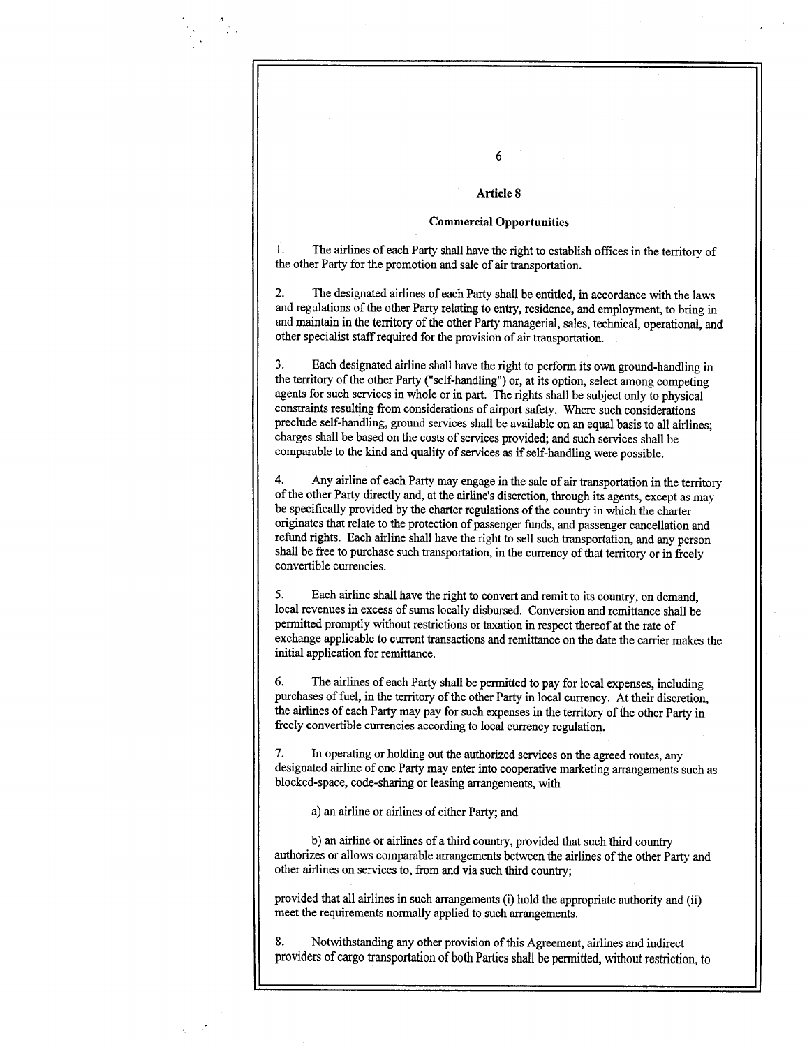## Article 8

### Commercial Opportunities

1. The airlines of each Party shall have the right to establish offices in the territory of the other Party for the promotion and sale of air transportation.

2. The designated airlines of each Party shall be entitled, in accordance with the laws and regulations of the other Party relating to entry, residence, and employment, to bring in and maintain in the territory of the other Party managerial, sales, technical, operational, and other specialist staff required for the provision of air transportation.

3. Each designated airline shall have the right to perform its own ground-handling in the territory of the other Party ("self-handling") or, at its option, select among competing agents for such services in whole or in part. The rights shall be subject only to physical constraints resulting from considerations of airport safety. Where such considerations preclude self-handling, ground services shall be available on an equal basis to all airlines; charges shall be based on the costs of services provided; and such services shall be comparable to the kind and quality of services as if self-handling were possible.

4. Any airline of each Party may engage in the sale of air transportation in the territory of the other Party directly and, at the airline's discretion, through its agents, except as may be specifically provided by the charter regulations of the country in which the charter originates that relate to the protection of passenger funds, and passenger cancellation and refund rights. Each airline shall have the right to sell such transportation, and any person shall be free to purchase such transportation, in the currency of that territory or in freely convertible currencies.

5. Each airline shall have the right to convert and remit to its country, on demand, local revenues in excess of sums locally disbursed. Conversion and remittance shall be permitted promptly without restrictions or taxation in respect thereof at the rate of exchange applicable to current transactions and remittance on the date the carrier makes the initial application for remittance.

6. The airlines of each Party shall be permitted to pay for local expenses, including purchases of fuel, in the territory of the other Party in local currency. At their discretion, the airlines of each Party may pay for such expenses in the territory of the other Party in freely convertible currencies according to local currency regulation.

7. In operating or holding out the authorized services on the agreed routes, any designated airline of one Party may enter into cooperative marketing arrangements such as blocked-space, code-sharing or leasing arrangements, with

a) an airline or airlines of either Party; and

b) an airline or airlines of a third country, provided that such third country authorizes or allows comparable arrangements between the airlines of the other Party and other airlines on services to, from and via such third country;

provided that all airlines in such arrangements (i) hold the appropriate authority and (ii) meet the requirements normally applied to such arrangements.

8. Notwithstanding any other provision of this Agreement, airlines and indirect providers of cargo transportation of both Parties shall be permitted, without restriction, to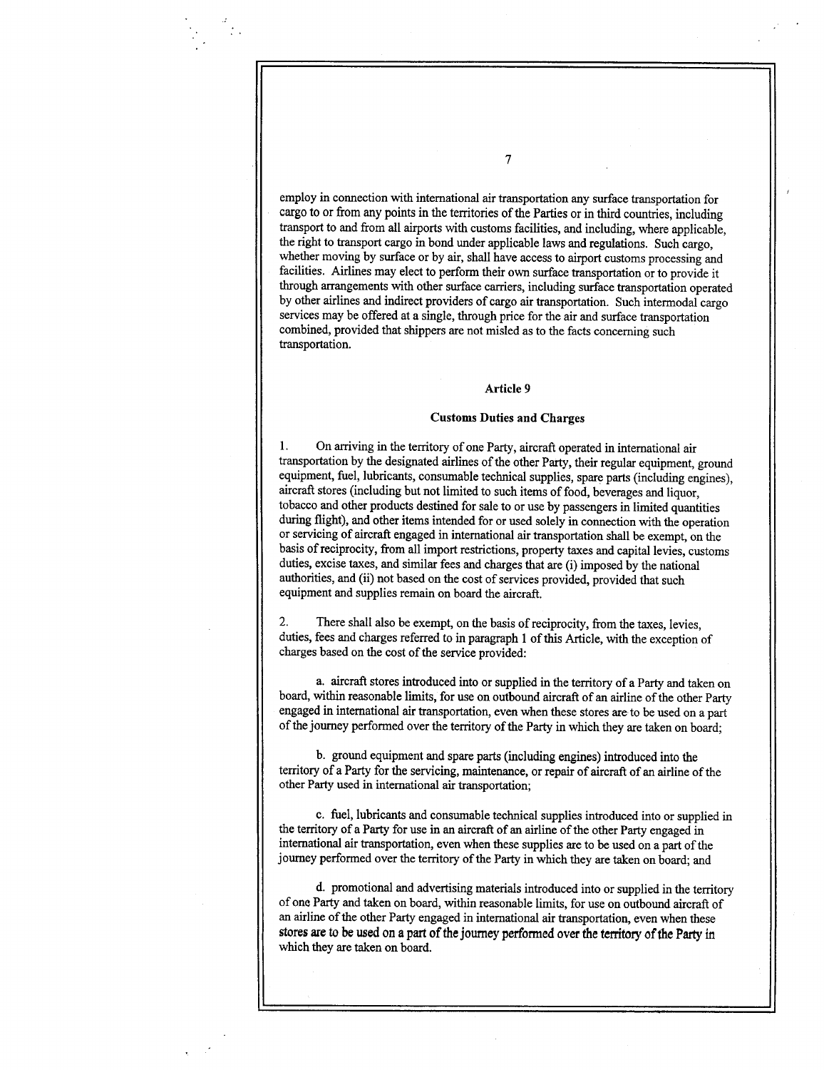employ in connection with international air transportation any surface transportation for cargo to or from any points in the territories of the Parties or in third countries, including transport to and from all airports with customs facilities, and including, where applicable, the right to transport cargo in bond under applicable laws and regulations. Such cargo, whether moving by surface or by air, shall have access to airport customs processing and facilities. Airlines may elect to perform their own surface transportation or to provide it through arrangements with other surface carriers, including surface transportation operated by other airlines and indirect providers of cargo air transportation. Such intermodal cargo services may be offered at a single, through price for the air and surface transportation combined, provided that shippers are not misled as to the facts concerning such transportation.

## Article 9

### Customs Duties and Charges

1. On arriving in the territory of one Party, aircraft operated in international air transportation by the designated airlines of the other Party, their regular equipment, ground equipment, fuel, lubricants, consumable technical supplies, spare parts (including engines), aircraft stores (including but not limited to such items of food, beverages and liquor, tobacco and other products destined for sale to or use by passengers in limited quantities during flight), and other items intended for or used solely in connection with the operation or servicing of aircraft engaged in international air transportation shall be exempt, on the basis of reciprocity, from all import restrictions, property taxes and capital levies, customs duties, excise taxes, and similar fees and charges that are (i) imposed by the national authorities, and (ii) not based on the cost of services provided, provided that such equipment and supplies remain on board the aircraft.

2. There shall also be exempt, on the basis of reciprocity, from the taxes, levies, duties, fees and charges referred to in paragraph 1 of this Article, with the exception of charges based on the cost of the service provided:

a. aircraft stores introduced into or supplied in the territory of a Party and taken on board, within reasonable limits, for use on outbound aircraft of an airline of the other Party engaged in international air transportation, even when these stores are to be used on a part of the journey performed over the territory of the Party in which they are taken on board;

b. ground equipment and spare parts (including engines) introduced into the territory of a Party for the servicing, maintenance, or repair of aircraft of an airline of the other Party used in international air transportation;

c. fuel, lubricants and consumable technical supplies introduced into or supplied in the territory of a Party for use in an aircraft of an airline of the other Party engaged in international air transportation, even when these supplies are to be used on a part of the journey performed over the territory of the Party in which they are taken on board; and

d. promotional and advertising materials introduced into or supplied in the territory of one Party and taken on board, within reasonable limits, for use on outbound aircraft of an airline of the other Party engaged in international air transportation, even when these stores are to be used on a part of the journey performed over the territory of the Party in which they are taken on board.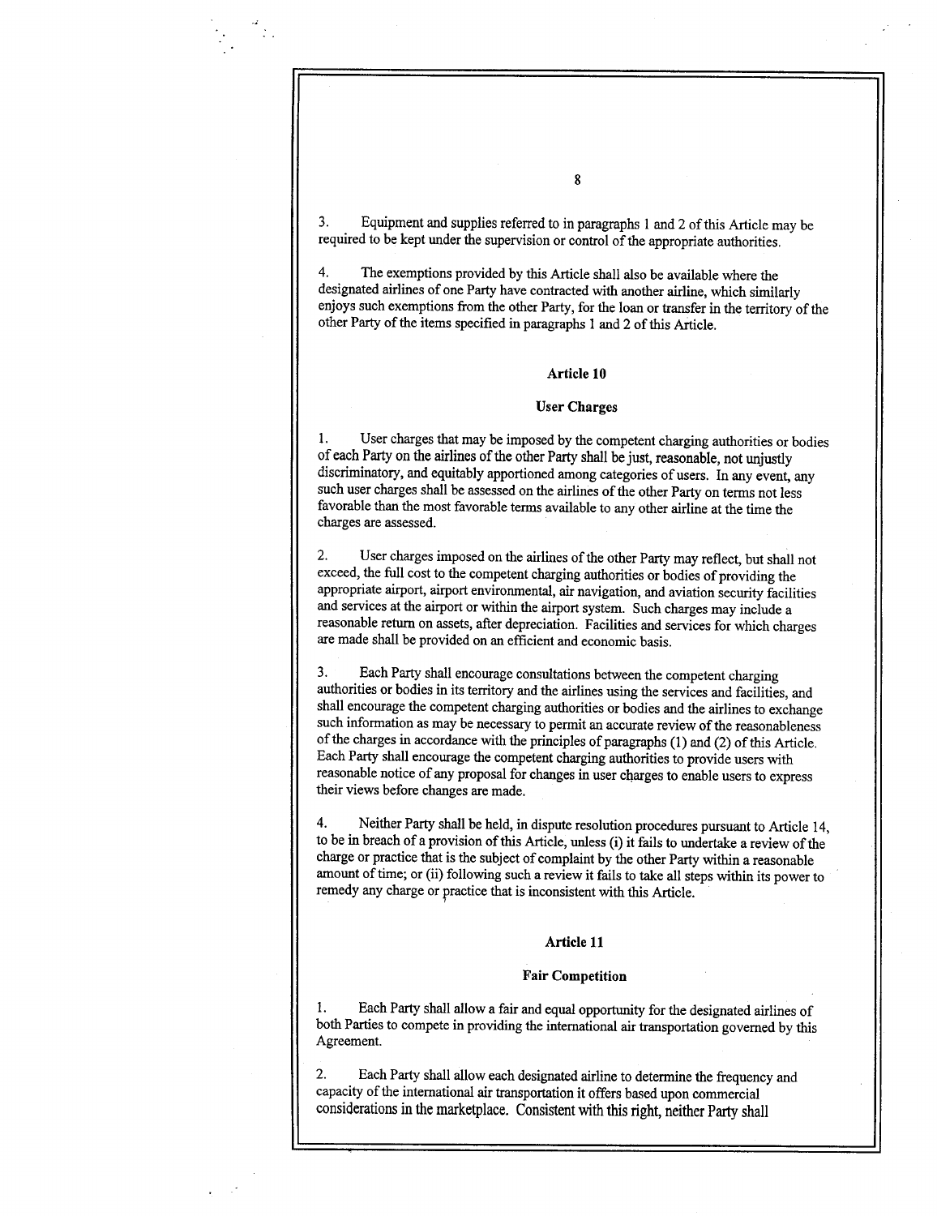3. Equipment and supplies referred to in paragraphs 1 and 2 of this Article may be required to be kept under the supervision or control of the appropriate authorities.

4. The exemptions provided by this Article shall also be available where the designated airlines of one Party have contracted with another airline, which similarly enjoys such exemptions from the other Party, for the loan or transfer in the territory of the other Party of the items specified in paragraphs 1 and 2 of this Article.

## Article 10

### User Charges

1. User charges that may be imposed by the competent charging authorities or bodies of each Party on the airlines of the other Party shall be just, reasonable, not unjustly discriminatory, and equitably apportioned among categories of users. In any event, any such user charges shall be assessed on the airlines of the other Party on terms not less favorable than the most favorable terms available to any other airline at the time the charges are assessed.

2. User charges imposed on the airlines of the other Party may reflect, but shall not exceed, the full cost to the competent charging authorities or bodies of providing the appropriate airport, airport environmental, air navigation, and aviation security facilities and services at the airport or within the airport system. Such charges may include a reasonable return on assets, after depreciation. Facilities and services for which charges are made shall be provided on an efficient and economic basis.

3. Each Party shall encourage consultations between the competent charging authorities or bodies in its territory and the airlines using the services and facilities, and shall encourage the competent charging authorities or bodies and the airlines to exchange such information as may be necessary to permit an accurate review of the reasonableness of the charges in accordance with the principles of paragraphs (1) and (2) of this Article. Each Party shall encourage the competent charging authorities to provide users with reasonable notice of any proposal for changes in user charges to enable users to express their views before changes are made.

4. Neither Party shall be held, in dispute resolution procedures pursuant to Article 14, to be in breach of a provision of this Article, unless (i) it fails to undertake a review of the charge or practice that is the subject of complaint by the other Party within a reasonable amount of time; or (ii) following such a review it fails to take all steps within its power to remedy any charge or practice that is inconsistent with this Article.

## Article 11

### Fair Competition

1. Each Party shall allow a fair and equal opportunity for the designated airlines of both Parties to compete in providing the international air transportation governed by this Agreement.

2. Each Party shall allow each designated airline to determine the frequency and capacity of the international air transportation it offers based upon commercial considerations in the marketplace. Consistent with this right, neither Party shall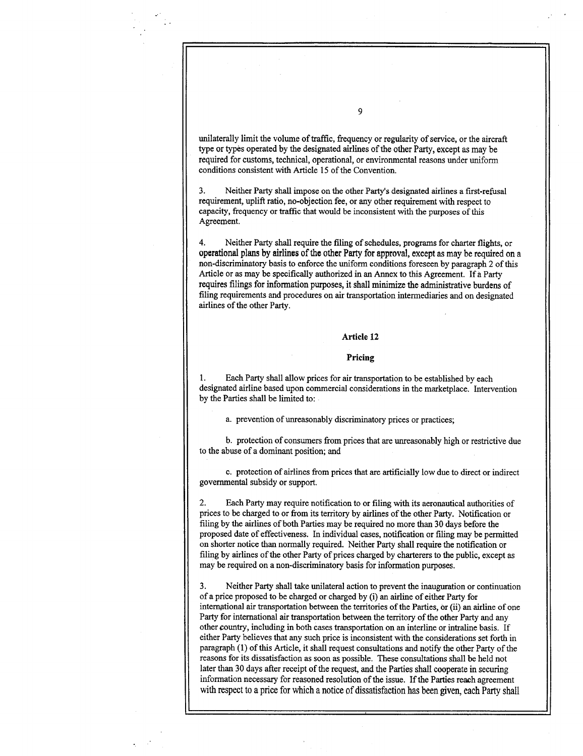unilaterally limit the volume of traffic, frequency or regularity of service, or the aircraft type or types operated by the designated airlines of the other Party, except as may be required for customs, technical, operational, or environmental reasons under uniform conditions consistent with Article 15 of the Convention.

3. Neither Party shall impose on the other Party's designated airlines a first-refusal requirement, uplift ratio, no-objection fee, or any other requirement with respect to capacity, frequency or traffic that would be inconsistent with the purposes of this Agreement.

4. Neither Party shall require the filing of schedules, programs for charter flights, or operational plans by airlines of the other Party for approval, except as may be required on a non-discriminatory basis to enforce the uniform conditions foreseen by paragraph 2 of this Article or as may be specifically authorized in an Annex to this Agreement. If a Party requires filings for information purposes, it shall minimize the administrative burdens of filing requirements and procedures on air transportation intermediaries and on designated airlines of the other Party.

## Article 12

## Pricing

1. Each Party shall allow prices for air transportation to be established by each designated airline based upon commercial considerations in the marketplace. Intervention by the Parties shall be limited to:

a. prevention of unreasonably discriminatory prices or practices;

b. protection of consumers from prices that are unreasonably high or restrictive due to the abuse of a dominant position; and

c. protection of airlines from prices that are artificially low due to direct or indirect governmental subsidy or support.

2. Each Party may require notification to or filing with its aeronautical authorities of prices to be charged to or from its territory by airlines of the other Party. Notification or filing by the airlines of both Parties may be required no more than 30 days before the proposed date of effectiveness. In individual cases, notification or filing may be permitted on shorter notice than normally required. Neither Party shall require the notification or filing by airlines of the other Party of prices charged by charterers to the public, except as may be required on a non-discriminatory basis for information purposes.

3. Neither Party shall take unilateral action to prevent the inauguration or continuation of a price proposed to be charged or charged by (i) an airline of either Party for international air transportation between the territories of the Parties, or (ii) an airline of one Party for international air transportation between the territory of the other Party and any other country, including in both cases transportation on an interline or intraline basis. If either Party believes that any such price is inconsistent with the considerations set forth in paragraph (1) of this Article, it shall request consultations and notify the other Party of the reasons for its dissatisfaction as soon as possible. These consultations shall be held not later than 30 days after receipt of the request, and the Parties shall cooperate in securing information necessary for reasoned resolution of the issue. If the Parties reach agreement with respect to a price for which a notice of dissatisfaction has been given, each Party shall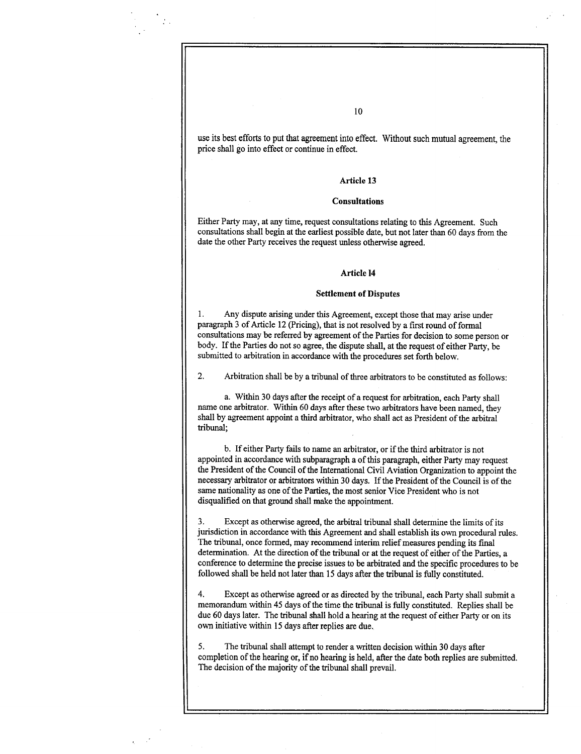use its best efforts to put that agreement into effect. Without such mutual agreement, the price shall go into effect or continue in effect.

### Article 13

### Consultations

Either Party may, at any time, request consultations relating to this Agreement. Such consultations shall begin at the earliest possible date, but not later than 60 days from the date the other Party receives the request unless otherwise agreed.

### Article 14

### Settlement of Disputes

1. Any dispute arising under this Agreement, except those that may arise under paragraph 3 of Article 12 (Pricing), that is not resolved by a first round of formal consultations may be referred by agreement of the Parties for decision to some person or body. If the Parties do not so agree, the dispute shall, at the request of either Party, be submitted to arbitration in accordance with the procedures set forth below.

2. Arbitration shall be by a tribunal of three arbitrators to be constituted as follows:

   a. Within 30 days after the receipt of a request for arbitration, each Party shall name one arbitrator. Within 60 days after these two arbitrators have been named, they shall by agreement appoint a third arbitrator, who shall act as President of the arbitral tribunal;

   b. If either Party fails to name an arbitrator, or if the third arbitrator is not appointed in accordance with subparagraph a of this paragraph, either Party may request the President of the Council of the International Civil Aviation Organization to appoint the necessary arbitrator or arbitrators within 30 days. If the President of the Council is of the same nationality as one of the Parties, the most senior Vice President who is not disqualified on that ground shall make the appointment.

3. Except as otherwise agreed, the arbitral tribunal shall determine the limits of its jurisdiction in accordance with this Agreement and shall establish its own procedural rules. The tribunal, once formed, may recommend interim relief measures pending its final determination. At the direction of the tribunal or at the request of either of the Parties, a conference to determine the precise issues to be arbitrated and the specific procedures to be followed shall be held not later than 15 days after the tribunal is fully constituted.

4. Except as otherwise agreed or as directed by the tribunal, each Party shall submit a memorandum within 45 days of the time the tribunal is fully constituted. Replies shall be due 60 days later. The tribunal shall hold a hearing at the request of either Party or on its own initiative within 15 days after replies are due.

5. The tribunal shall attempt to render a written decision within 30 days after completion of the hearing or, if no hearing is held, after the date both replies are submitted. The decision of the majority of the tribunal shall prevail.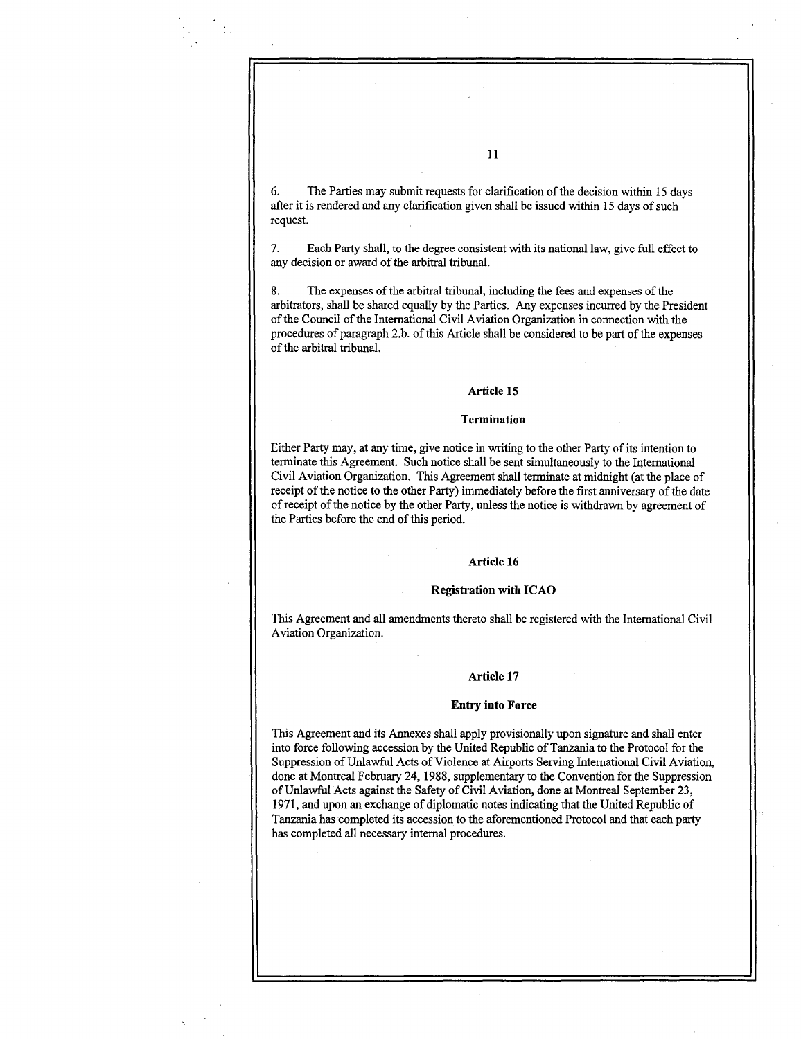6. The Parties may submit requests for clarification of the decision within 15 days after it is rendered and any clarification given shall be issued within 15 days of such request.

7. Each Party shall, to the degree consistent with its national law, give full effect to any decision or award of the arbitral tribunal.

8. The expenses of the arbitral tribunal, including the fees and expenses of the arbitrators, shall be shared equally by the Parties. Any expenses incurred by the President of the Council of the International Civil Aviation Organization in connection with the procedures of paragraph 2.b. of this Article shall be considered to be part of the expenses of the arbitral tribunal.

## Article 15

### Termination

Either Party may, at any time, give notice in writing to the other Party of its intention to terminate this Agreement. Such notice shall be sent simultaneously to the International Civil Aviation Organization. This Agreement shall terminate at midnight (at the place of receipt of the notice to the other Party) immediately before the first anniversary of the date of receipt of the notice by the other Party, unless the notice is withdrawn by agreement of the Parties before the end of this period.

## Article 16

### Registration with ICAO

This Agreement and all amendments thereto shall be registered with the International Civil Aviation Organization.

## Article 17

### Entry into Force

This Agreement and its Annexes shall apply provisionally upon signature and shall enter into force following accession by the United Republic of Tanzania to the Protocol for the Suppression of Unlawful Acts of Violence at Airports Serving International Civil Aviation, done at Montreal February 24, 1988, supplementary to the Convention for the Suppression of Unlawful Acts against the Safety of Civil Aviation, done at Montreal September 23, 1971, and upon an exchange of diplomatic notes indicating that the United Republic of Tanzania has completed its accession to the aforementioned Protocol and that each party has completed all necessary internal procedures.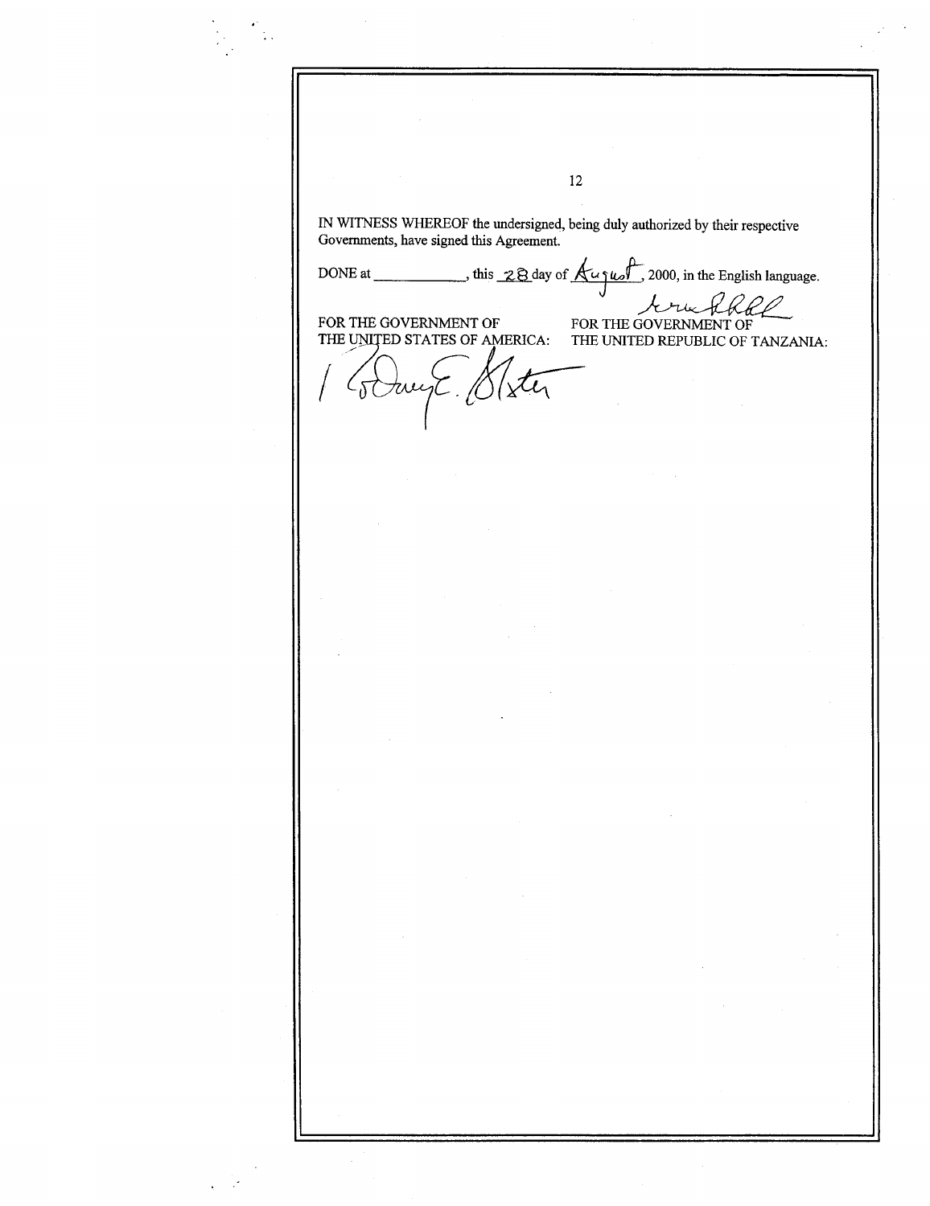IN WITNESS WHEREOF the undersigned, being duly authorized by their respective Governments, have signed this Agreement.

DONE at ____________, this 28 day of August, 2000, in the English language.

| FOR THE GOVERNMENT OF THE UNITED STATES OF AMERICA: | FOR THE GOVERNMENT OF THE UNITED REPUBLIC OF TANZANIA: |
| --- | --- |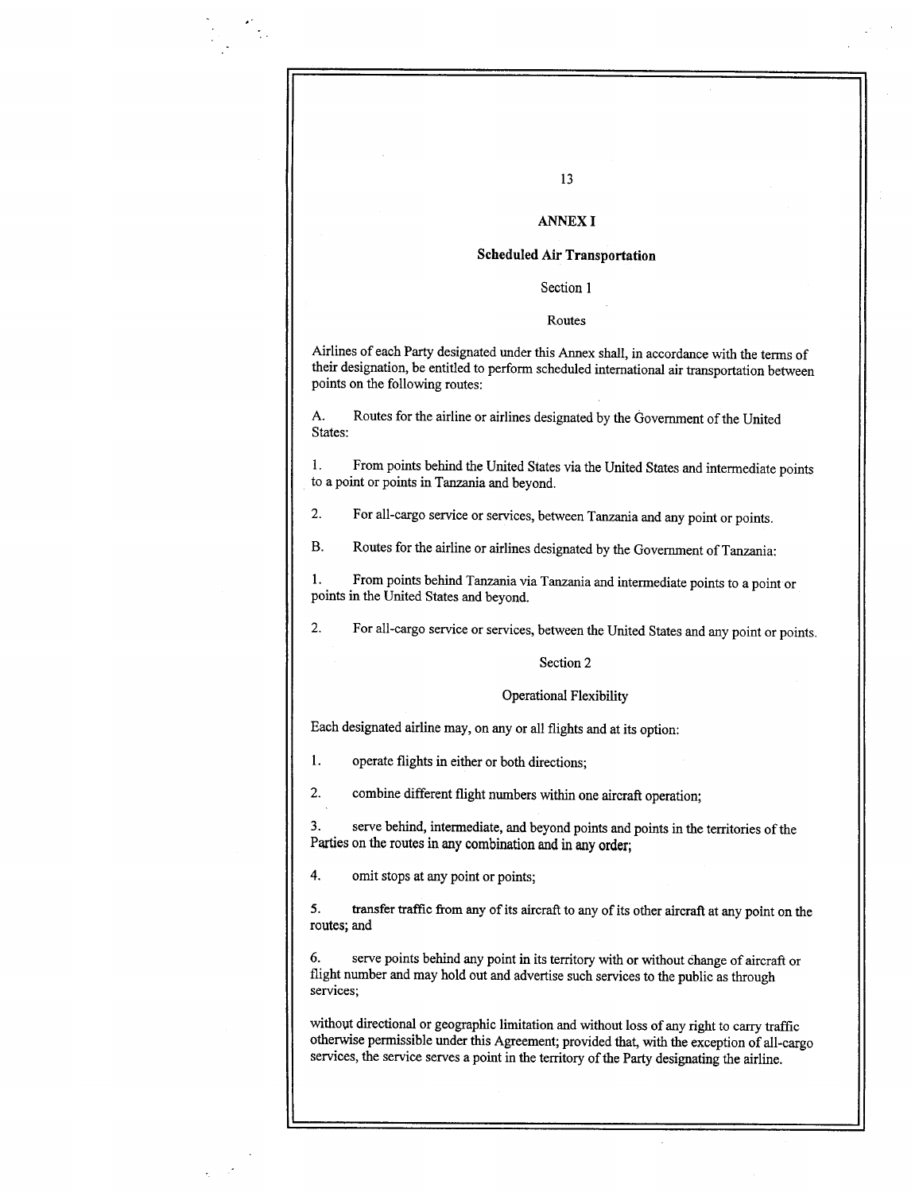## ANNEX I

### Scheduled Air Transportation

Section 1

Routes

Airlines of each Party designated under this Annex shall, in accordance with the terms of their designation, be entitled to perform scheduled international air transportation between points on the following routes:

A. Routes for the airline or airlines designated by the Government of the United States:

1. From points behind the United States via the United States and intermediate points to a point or points in Tanzania and beyond.

2. For all-cargo service or services, between Tanzania and any point or points.

B. Routes for the airline or airlines designated by the Government of Tanzania:

1. From points behind Tanzania via Tanzania and intermediate points to a point or points in the United States and beyond.

2. For all-cargo service or services, between the United States and any point or points.

Section 2

Operational Flexibility

Each designated airline may, on any or all flights and at its option:

1. operate flights in either or both directions;

2. combine different flight numbers within one aircraft operation;

3. serve behind, intermediate, and beyond points and points in the territories of the Parties on the routes in any combination and in any order;

4. omit stops at any point or points;

5. transfer traffic from any of its aircraft to any of its other aircraft at any point on the routes; and

6. serve points behind any point in its territory with or without change of aircraft or flight number and may hold out and advertise such services to the public as through services;

without directional or geographic limitation and without loss of any right to carry traffic otherwise permissible under this Agreement; provided that, with the exception of all-cargo services, the service serves a point in the territory of the Party designating the airline.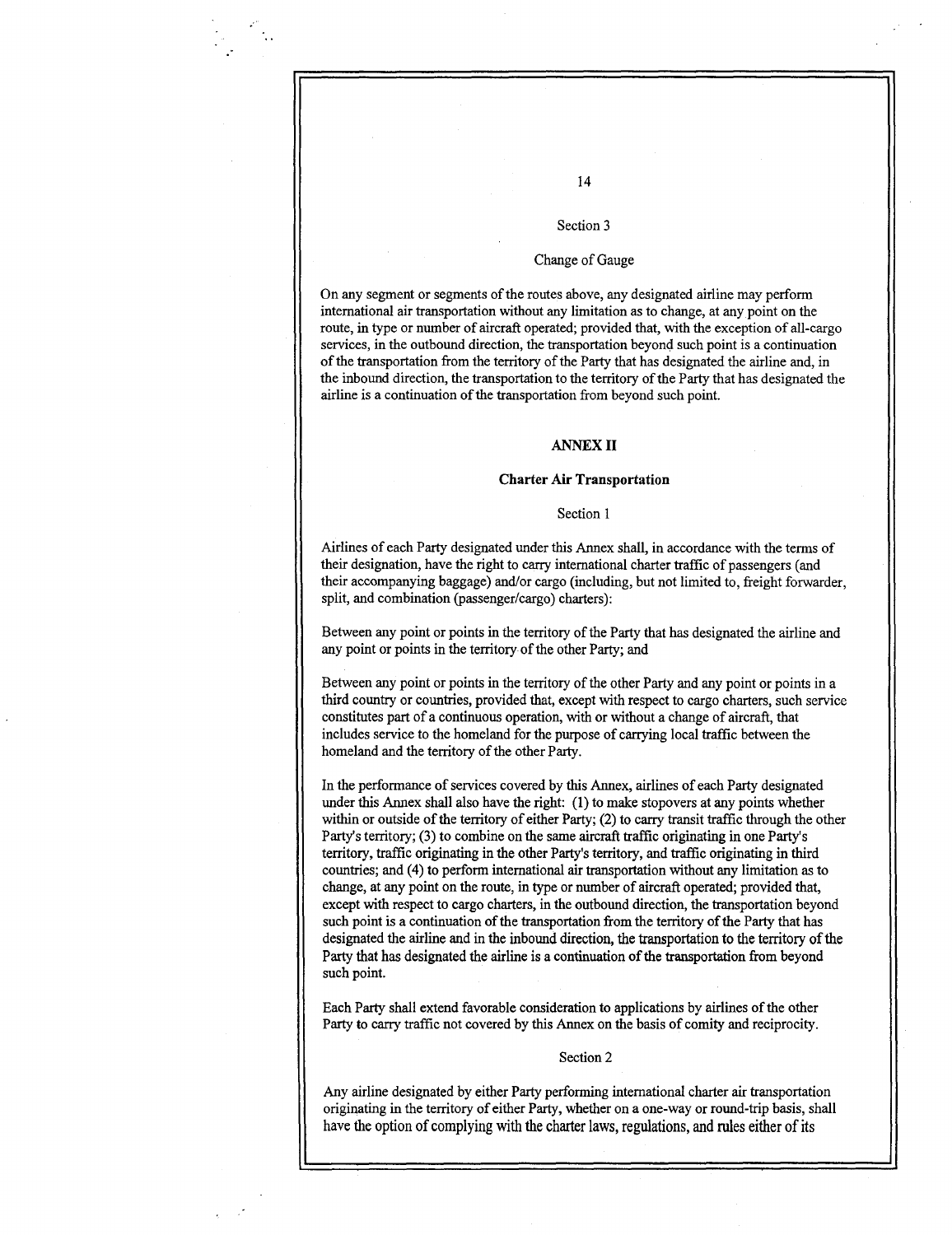### Section 3

### Change of Gauge

On any segment or segments of the routes above, any designated airline may perform international air transportation without any limitation as to change, at any point on the route, in type or number of aircraft operated; provided that, with the exception of all-cargo services, in the outbound direction, the transportation beyond such point is a continuation of the transportation from the territory of the Party that has designated the airline and, in the inbound direction, the transportation to the territory of the Party that has designated the airline is a continuation of the transportation from beyond such point.

## ANNEX II

## Charter Air Transportation

### Section 1

Airlines of each Party designated under this Annex shall, in accordance with the terms of their designation, have the right to carry international charter traffic of passengers (and their accompanying baggage) and/or cargo (including, but not limited to, freight forwarder, split, and combination (passenger/cargo) charters):

Between any point or points in the territory of the Party that has designated the airline and any point or points in the territory of the other Party; and

Between any point or points in the territory of the other Party and any point or points in a third country or countries, provided that, except with respect to cargo charters, such service constitutes part of a continuous operation, with or without a change of aircraft, that includes service to the homeland for the purpose of carrying local traffic between the homeland and the territory of the other Party.

In the performance of services covered by this Annex, airlines of each Party designated under this Annex shall also have the right: (1) to make stopovers at any points whether within or outside of the territory of either Party; (2) to carry transit traffic through the other Party's territory; (3) to combine on the same aircraft traffic originating in one Party's territory, traffic originating in the other Party's territory, and traffic originating in third countries; and (4) to perform international air transportation without any limitation as to change, at any point on the route, in type or number of aircraft operated; provided that, except with respect to cargo charters, in the outbound direction, the transportation beyond such point is a continuation of the transportation from the territory of the Party that has designated the airline and in the inbound direction, the transportation to the territory of the Party that has designated the airline is a continuation of the transportation from beyond such point.

Each Party shall extend favorable consideration to applications by airlines of the other Party to carry traffic not covered by this Annex on the basis of comity and reciprocity.

### Section 2

Any airline designated by either Party performing international charter air transportation originating in the territory of either Party, whether on a one-way or round-trip basis, shall have the option of complying with the charter laws, regulations, and rules either of its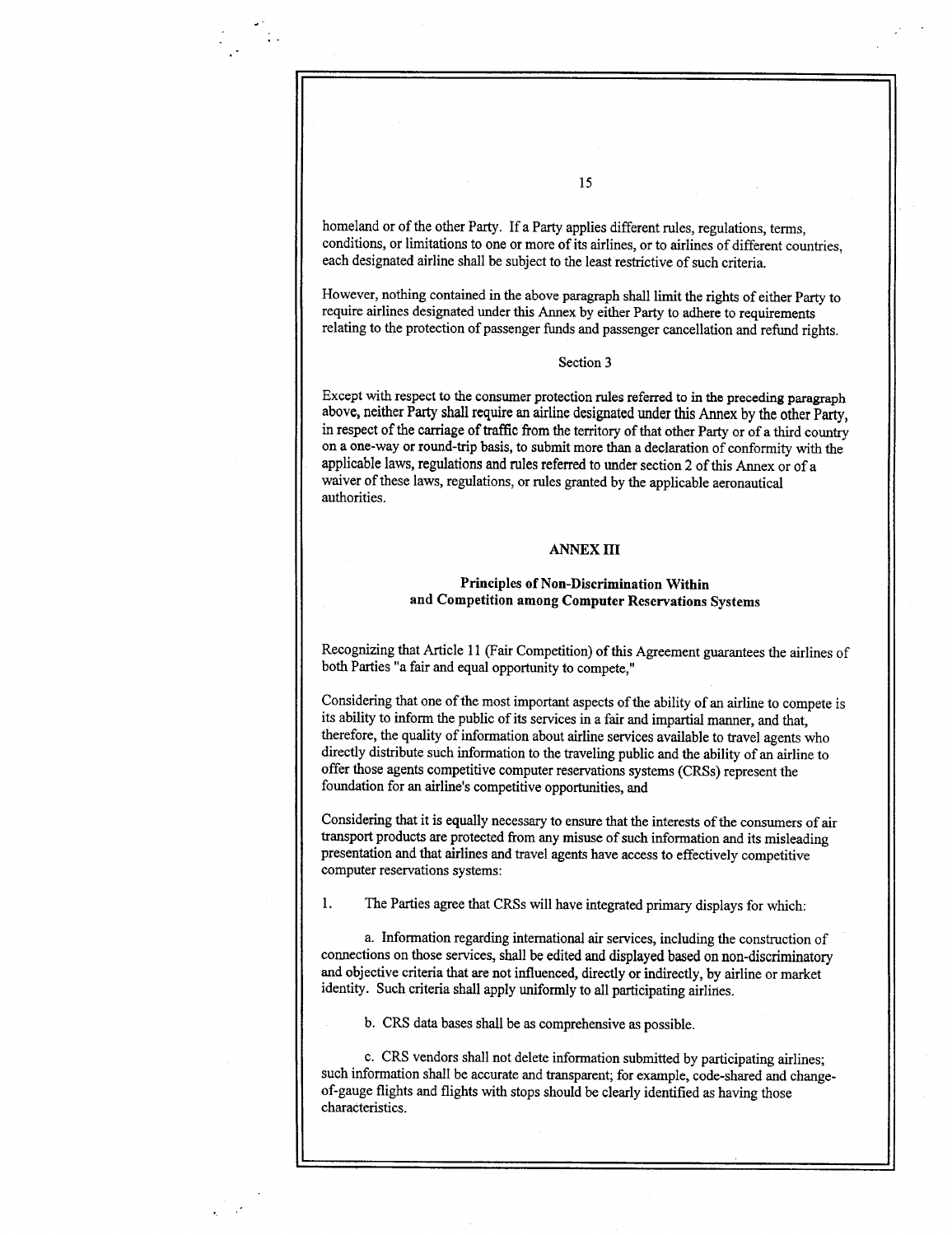homeland or of the other Party. If a Party applies different rules, regulations, terms, conditions, or limitations to one or more of its airlines, or to airlines of different countries, each designated airline shall be subject to the least restrictive of such criteria.

However, nothing contained in the above paragraph shall limit the rights of either Party to require airlines designated under this Annex by either Party to adhere to requirements relating to the protection of passenger funds and passenger cancellation and refund rights.

Section 3

Except with respect to the consumer protection rules referred to in the preceding paragraph above, neither Party shall require an airline designated under this Annex by the other Party, in respect of the carriage of traffic from the territory of that other Party or of a third country on a one-way or round-trip basis, to submit more than a declaration of conformity with the applicable laws, regulations and rules referred to under section 2 of this Annex or of a waiver of these laws, regulations, or rules granted by the applicable aeronautical authorities.

## ANNEX III

### Principles of Non-Discrimination Within and Competition among Computer Reservations Systems

Recognizing that Article 11 (Fair Competition) of this Agreement guarantees the airlines of both Parties "a fair and equal opportunity to compete,"

Considering that one of the most important aspects of the ability of an airline to compete is its ability to inform the public of its services in a fair and impartial manner, and that, therefore, the quality of information about airline services available to travel agents who directly distribute such information to the traveling public and the ability of an airline to offer those agents competitive computer reservations systems (CRSs) represent the foundation for an airline's competitive opportunities, and

Considering that it is equally necessary to ensure that the interests of the consumers of air transport products are protected from any misuse of such information and its misleading presentation and that airlines and travel agents have access to effectively competitive computer reservations systems:

1. The Parties agree that CRSs will have integrated primary displays for which:

   a. Information regarding international air services, including the construction of connections on those services, shall be edited and displayed based on non-discriminatory and objective criteria that are not influenced, directly or indirectly, by airline or market identity. Such criteria shall apply uniformly to all participating airlines.

   b. CRS data bases shall be as comprehensive as possible.

   c. CRS vendors shall not delete information submitted by participating airlines; such information shall be accurate and transparent; for example, code-shared and change-of-gauge flights and flights with stops should be clearly identified as having those characteristics.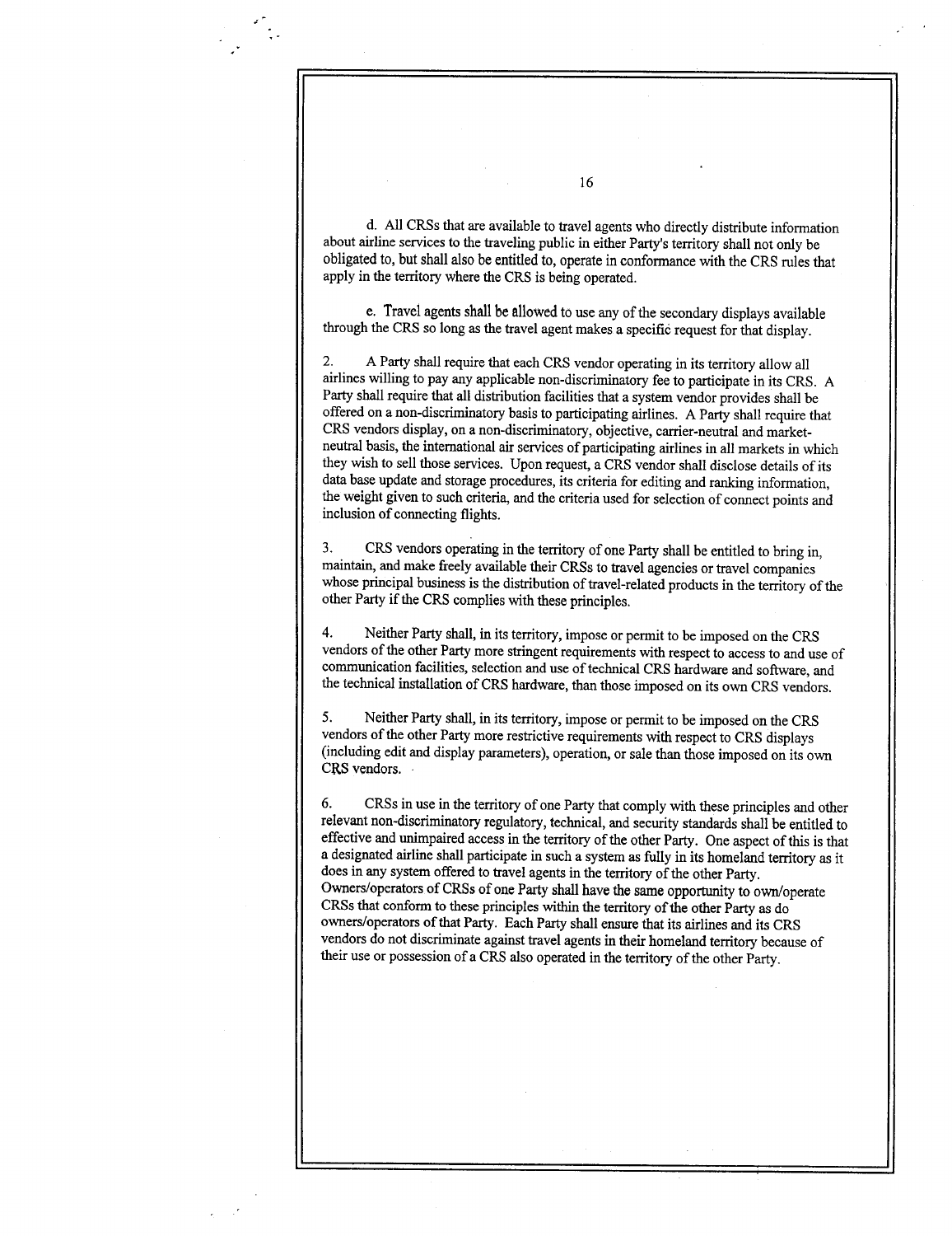d. All CRSs that are available to travel agents who directly distribute information about airline services to the traveling public in either Party's territory shall not only be obligated to, but shall also be entitled to, operate in conformance with the CRS rules that apply in the territory where the CRS is being operated.

e. Travel agents shall be allowed to use any of the secondary displays available through the CRS so long as the travel agent makes a specific request for that display.

2. A Party shall require that each CRS vendor operating in its territory allow all airlines willing to pay any applicable non-discriminatory fee to participate in its CRS. A Party shall require that all distribution facilities that a system vendor provides shall be offered on a non-discriminatory basis to participating airlines. A Party shall require that CRS vendors display, on a non-discriminatory, objective, carrier-neutral and market-neutral basis, the international air services of participating airlines in all markets in which they wish to sell those services. Upon request, a CRS vendor shall disclose details of its data base update and storage procedures, its criteria for editing and ranking information, the weight given to such criteria, and the criteria used for selection of connect points and inclusion of connecting flights.

3. CRS vendors operating in the territory of one Party shall be entitled to bring in, maintain, and make freely available their CRSs to travel agencies or travel companies whose principal business is the distribution of travel-related products in the territory of the other Party if the CRS complies with these principles.

4. Neither Party shall, in its territory, impose or permit to be imposed on the CRS vendors of the other Party more stringent requirements with respect to access to and use of communication facilities, selection and use of technical CRS hardware and software, and the technical installation of CRS hardware, than those imposed on its own CRS vendors.

5. Neither Party shall, in its territory, impose or permit to be imposed on the CRS vendors of the other Party more restrictive requirements with respect to CRS displays (including edit and display parameters), operation, or sale than those imposed on its own CRS vendors.

6. CRSs in use in the territory of one Party that comply with these principles and other relevant non-discriminatory regulatory, technical, and security standards shall be entitled to effective and unimpaired access in the territory of the other Party. One aspect of this is that a designated airline shall participate in such a system as fully in its homeland territory as it does in any system offered to travel agents in the territory of the other Party. Owners/operators of CRSs of one Party shall have the same opportunity to own/operate CRSs that conform to these principles within the territory of the other Party as do owners/operators of that Party. Each Party shall ensure that its airlines and its CRS vendors do not discriminate against travel agents in their homeland territory because of their use or possession of a CRS also operated in the territory of the other Party.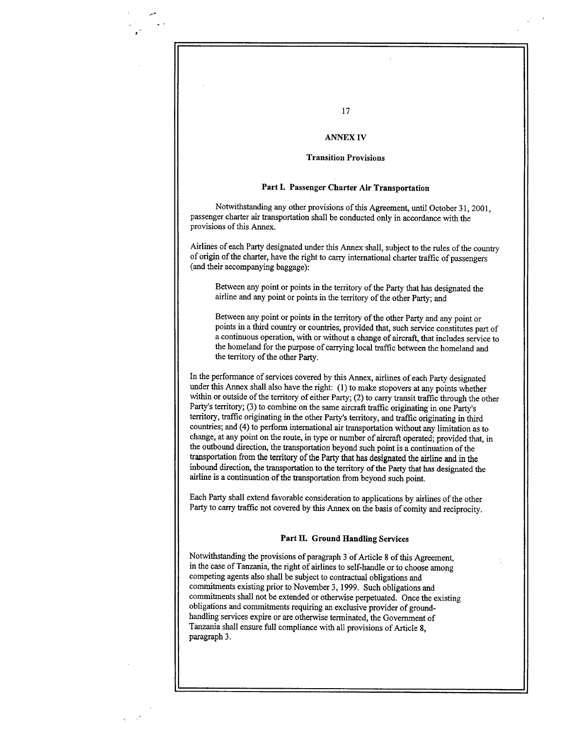## ANNEX IV

### Transition Provisions

#### Part I. Passenger Charter Air Transportation

Notwithstanding any other provisions of this Agreement, until October 31, 2001, passenger charter air transportation shall be conducted only in accordance with the provisions of this Annex.

Airlines of each Party designated under this Annex shall, subject to the rules of the country of origin of the charter, have the right to carry international charter traffic of passengers (and their accompanying baggage):

> Between any point or points in the territory of the Party that has designated the airline and any point or points in the territory of the other Party; and
>
> Between any point or points in the territory of the other Party and any point or points in a third country or countries, provided that, such service constitutes part of a continuous operation, with or without a change of aircraft, that includes service to the homeland for the purpose of carrying local traffic between the homeland and the territory of the other Party.

In the performance of services covered by this Annex, airlines of each Party designated under this Annex shall also have the right: (1) to make stopovers at any points whether within or outside of the territory of either Party; (2) to carry transit traffic through the other Party's territory; (3) to combine on the same aircraft traffic originating in one Party's territory, traffic originating in the other Party's territory, and traffic originating in third countries; and (4) to perform international air transportation without any limitation as to change, at any point on the route, in type or number of aircraft operated; provided that, in the outbound direction, the transportation beyond such point is a continuation of the transportation from the territory of the Party that has designated the airline and in the inbound direction, the transportation to the territory of the Party that has designated the airline is a continuation of the transportation from beyond such point.

Each Party shall extend favorable consideration to applications by airlines of the other Party to carry traffic not covered by this Annex on the basis of comity and reciprocity.

#### Part II. Ground Handling Services

Notwithstanding the provisions of paragraph 3 of Article 8 of this Agreement, in the case of Tanzania, the right of airlines to self-handle or to choose among competing agents also shall be subject to contractual obligations and commitments existing prior to November 3, 1999. Such obligations and commitments shall not be extended or otherwise perpetuated. Once the existing obligations and commitments requiring an exclusive provider of ground-handling services expire or are otherwise terminated, the Government of Tanzania shall ensure full compliance with all provisions of Article 8, paragraph 3.